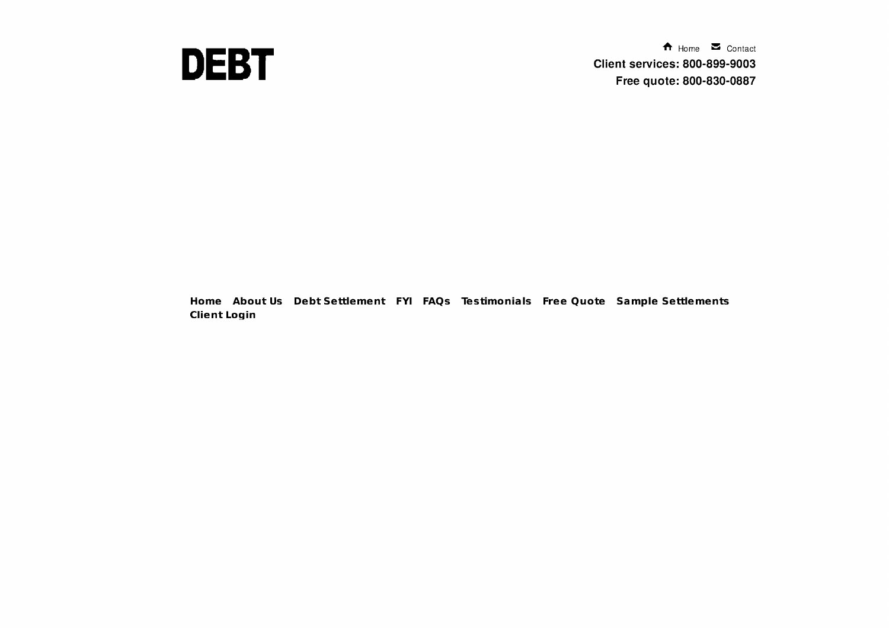# DEBT

Home  Contact

**Client services: 800-899-9003**

**Free quote: 800-830-0887**

**Home** **About Us** **Debt Settlement** **FYI** **FAQs** **Testimonials** **Free Quote** **Sample Settlements** **Client Login**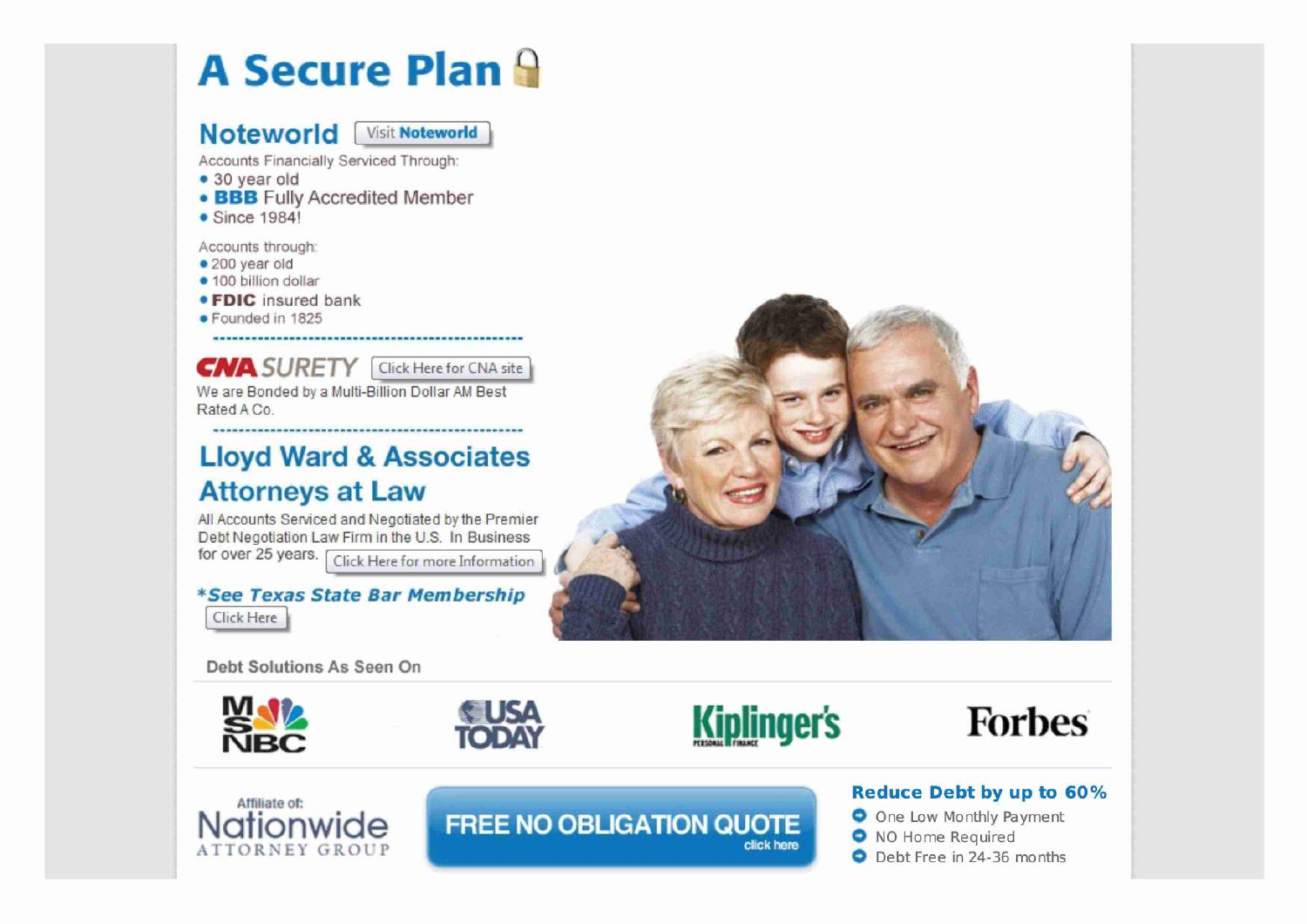# A Secure Plan

## Noteworld

Visit Noteworld

Accounts Financially Serviced Through:

- 30 year old
- **BBB** Fully Accredited Member
- Since 1984!

Accounts through:

- 200 year old
- 100 billion dollar
- **FDIC** insured bank
- Founded in 1825

---

## CNA SURETY

Click Here for CNA site

We are Bonded by a Multi-Billion Dollar AM Best Rated A Co.

---

## Lloyd Ward & Associates Attorneys at Law

All Accounts Serviced and Negotiated by the Premier Debt Negotiation Law Firm in the U.S. In Business for over 25 years. Click Here for more Information

***See Texas State Bar Membership***

Click Here

**Debt Solutions As Seen On**

MSNBC | USA TODAY | Kiplinger's | Forbes

Affiliate of: Nationwide ATTORNEY GROUP

**FREE NO OBLIGATION QUOTE** click here

### Reduce Debt by up to 60%

- One Low Monthly Payment
- NO Home Required
- Debt Free in 24-36 months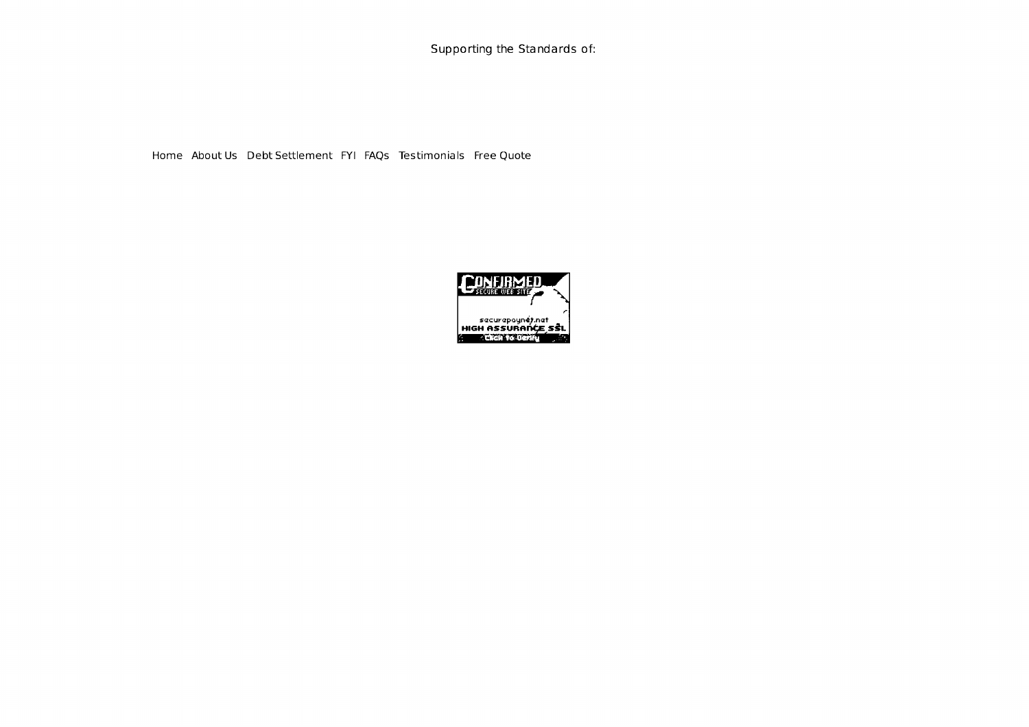Supporting the Standards of:

Home About Us Debt Settlement FYI FAQs Testimonials Free Quote